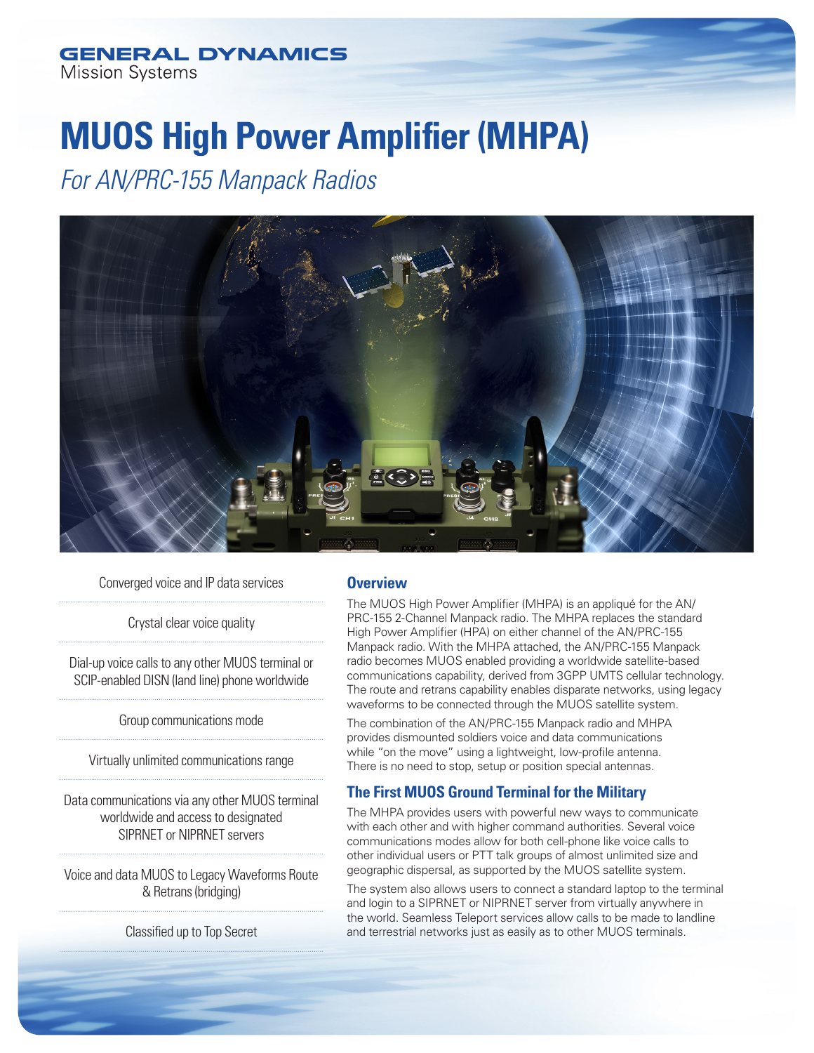GENERAL DYNAMICS
Mission Systems

# MUOS High Power Amplifier (MHPA)

*For AN/PRC-155 Manpack Radios*

Converged voice and IP data services

Crystal clear voice quality

Dial-up voice calls to any other MUOS terminal or SCIP-enabled DISN (land line) phone worldwide

Group communications mode

Virtually unlimited communications range

Data communications via any other MUOS terminal worldwide and access to designated SIPRNET or NIPRNET servers

Voice and data MUOS to Legacy Waveforms Route & Retrans (bridging)

Classified up to Top Secret

## Overview

The MUOS High Power Amplifier (MHPA) is an appliqué for the AN/PRC-155 2-Channel Manpack radio. The MHPA replaces the standard High Power Amplifier (HPA) on either channel of the AN/PRC-155 Manpack radio. With the MHPA attached, the AN/PRC-155 Manpack radio becomes MUOS enabled providing a worldwide satellite-based communications capability, derived from 3GPP UMTS cellular technology. The route and retrans capability enables disparate networks, using legacy waveforms to be connected through the MUOS satellite system.

The combination of the AN/PRC-155 Manpack radio and MHPA provides dismounted soldiers voice and data communications while "on the move" using a lightweight, low-profile antenna. There is no need to stop, setup or position special antennas.

## The First MUOS Ground Terminal for the Military

The MHPA provides users with powerful new ways to communicate with each other and with higher command authorities. Several voice communications modes allow for both cell-phone like voice calls to other individual users or PTT talk groups of almost unlimited size and geographic dispersal, as supported by the MUOS satellite system.

The system also allows users to connect a standard laptop to the terminal and login to a SIPRNET or NIPRNET server from virtually anywhere in the world. Seamless Teleport services allow calls to be made to landline and terrestrial networks just as easily as to other MUOS terminals.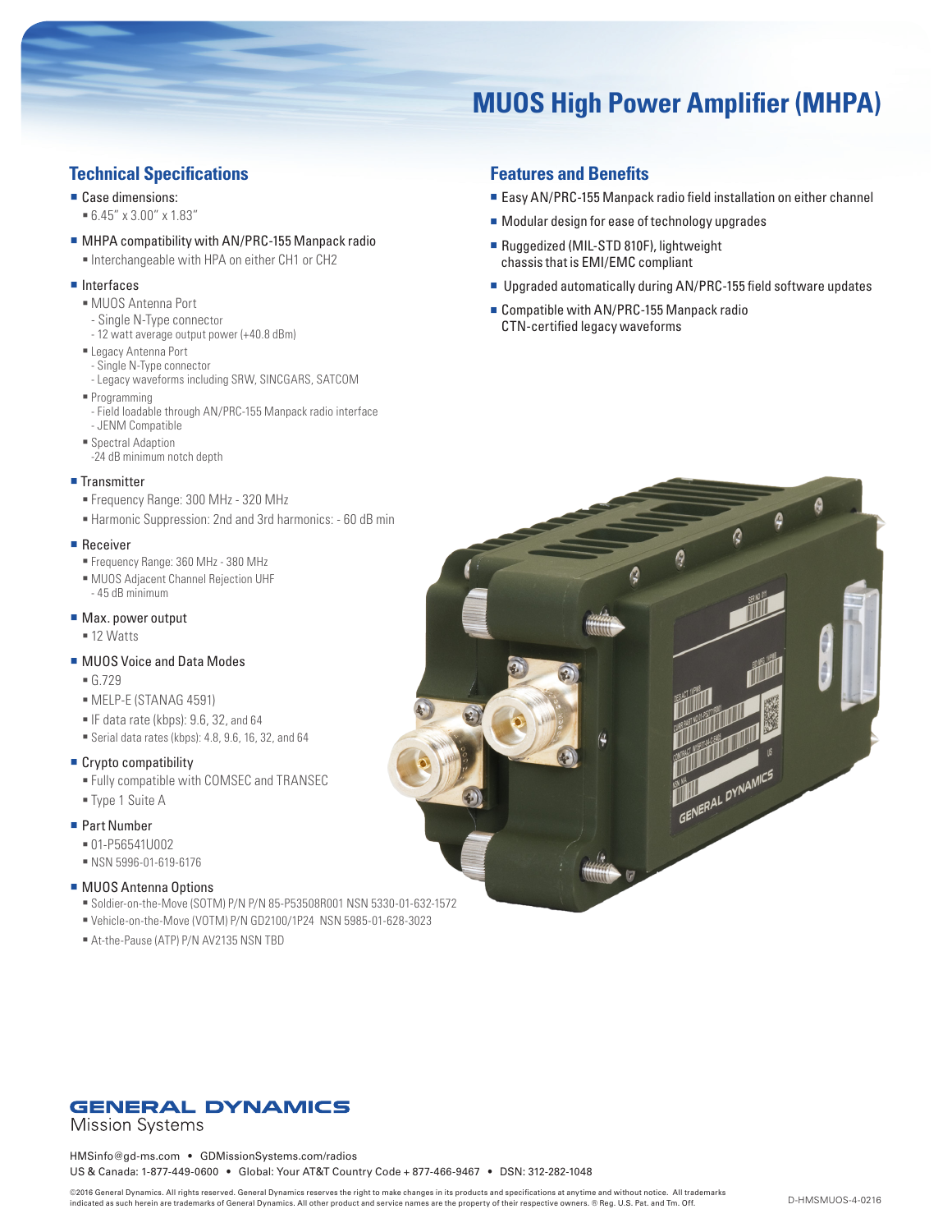# MUOS High Power Amplifier (MHPA)

## Technical Specifications

- Case dimensions:
  - 6.45" x 3.00" x 1.83"
- MHPA compatibility with AN/PRC-155 Manpack radio
  - Interchangeable with HPA on either CH1 or CH2
- Interfaces
  - MUOS Antenna Port
    - Single N-Type connector
    - 12 watt average output power (+40.8 dBm)
  - Legacy Antenna Port
    - Single N-Type connector
    - Legacy waveforms including SRW, SINCGARS, SATCOM
  - Programming
    - Field loadable through AN/PRC-155 Manpack radio interface
    - JENM Compatible
  - Spectral Adaption
    - 24 dB minimum notch depth
- Transmitter
  - Frequency Range: 300 MHz - 320 MHz
  - Harmonic Suppression: 2nd and 3rd harmonics: - 60 dB min
- Receiver
  - Frequency Range: 360 MHz - 380 MHz
  - MUOS Adjacent Channel Rejection UHF
    - 45 dB minimum
- Max. power output
  - 12 Watts
- MUOS Voice and Data Modes
  - G.729
  - MELP-E (STANAG 4591)
  - IF data rate (kbps): 9.6, 32, and 64
  - Serial data rates (kbps): 4.8, 9.6, 16, 32, and 64
- Crypto compatibility
  - Fully compatible with COMSEC and TRANSEC
  - Type 1 Suite A
- Part Number
  - 01-P56541U002
  - NSN 5996-01-619-6176
- MUOS Antenna Options
  - Soldier-on-the-Move (SOTM) P/N P/N 85-P53508R001 NSN 5330-01-632-1572
  - Vehicle-on-the-Move (VOTM) P/N GD2100/1P24 NSN 5985-01-628-3023
  - At-the-Pause (ATP) P/N AV2135 NSN TBD

## Features and Benefits

- Easy AN/PRC-155 Manpack radio field installation on either channel
- Modular design for ease of technology upgrades
- Ruggedized (MIL-STD 810F), lightweight chassis that is EMI/EMC compliant
- Upgraded automatically during AN/PRC-155 field software updates
- Compatible with AN/PRC-155 Manpack radio CTN-certified legacy waveforms

**GENERAL DYNAMICS**
Mission Systems

HMSinfo@gd-ms.com • GDMissionSystems.com/radios
US & Canada: 1-877-449-0600 • Global: Your AT&T Country Code + 877-466-9467 • DSN: 312-282-1048

©2016 General Dynamics. All rights reserved. General Dynamics reserves the right to make changes in its products and specifications at anytime and without notice. All trademarks indicated as such herein are trademarks of General Dynamics. All other product and service names are the property of their respective owners. ® Reg. U.S. Pat. and Tm. Off.

D-HMSMUOS-4-0216